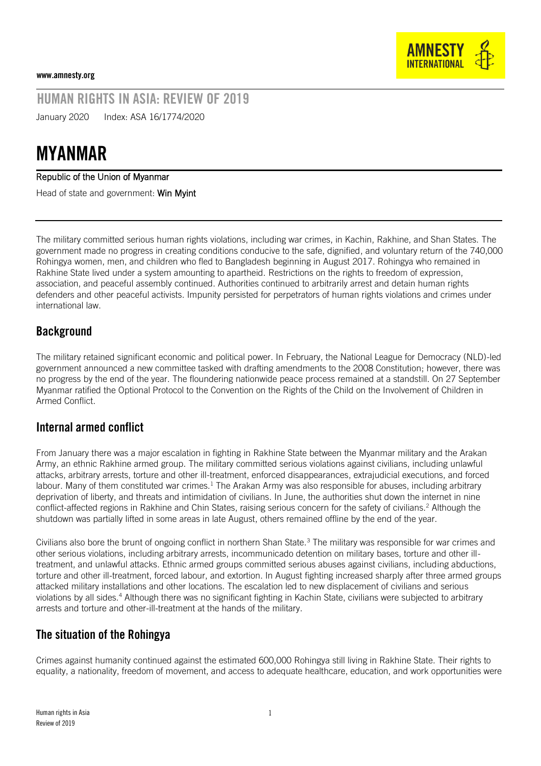www.amnesty.org

# HUMAN RIGHTS IN ASIA: REVIEW OF 2019

January 2020 Index: ASA 16/1774/2020

# MYANMAR

**Republic of the Union of Myanmar**

Head of state and government: **Win Myint**

The military committed serious human rights violations, including war crimes, in Kachin, Rakhine, and Shan States. The government made no progress in creating conditions conducive to the safe, dignified, and voluntary return of the 740,000 Rohingya women, men, and children who fled to Bangladesh beginning in August 2017. Rohingya who remained in Rakhine State lived under a system amounting to apartheid. Restrictions on the rights to freedom of expression, association, and peaceful assembly continued. Authorities continued to arbitrarily arrest and detain human rights defenders and other peaceful activists. Impunity persisted for perpetrators of human rights violations and crimes under international law.

## Background

The military retained significant economic and political power. In February, the National League for Democracy (NLD)-led government announced a new committee tasked with drafting amendments to the 2008 Constitution; however, there was no progress by the end of the year. The floundering nationwide peace process remained at a standstill. On 27 September Myanmar ratified the Optional Protocol to the Convention on the Rights of the Child on the Involvement of Children in Armed Conflict.

## Internal armed conflict

From January there was a major escalation in fighting in Rakhine State between the Myanmar military and the Arakan Army, an ethnic Rakhine armed group. The military committed serious violations against civilians, including unlawful attacks, arbitrary arrests, torture and other ill-treatment, enforced disappearances, extrajudicial executions, and forced labour. Many of them constituted war crimes.[1] The Arakan Army was also responsible for abuses, including arbitrary deprivation of liberty, and threats and intimidation of civilians. In June, the authorities shut down the internet in nine conflict-affected regions in Rakhine and Chin States, raising serious concern for the safety of civilians.[2] Although the shutdown was partially lifted in some areas in late August, others remained offline by the end of the year.

Civilians also bore the brunt of ongoing conflict in northern Shan State.[3] The military was responsible for war crimes and other serious violations, including arbitrary arrests, incommunicado detention on military bases, torture and other ill-treatment, and unlawful attacks. Ethnic armed groups committed serious abuses against civilians, including abductions, torture and other ill-treatment, forced labour, and extortion. In August fighting increased sharply after three armed groups attacked military installations and other locations. The escalation led to new displacement of civilians and serious violations by all sides.[4] Although there was no significant fighting in Kachin State, civilians were subjected to arbitrary arrests and torture and other-ill-treatment at the hands of the military.

## The situation of the Rohingya

Crimes against humanity continued against the estimated 600,000 Rohingya still living in Rakhine State. Their rights to equality, a nationality, freedom of movement, and access to adequate healthcare, education, and work opportunities were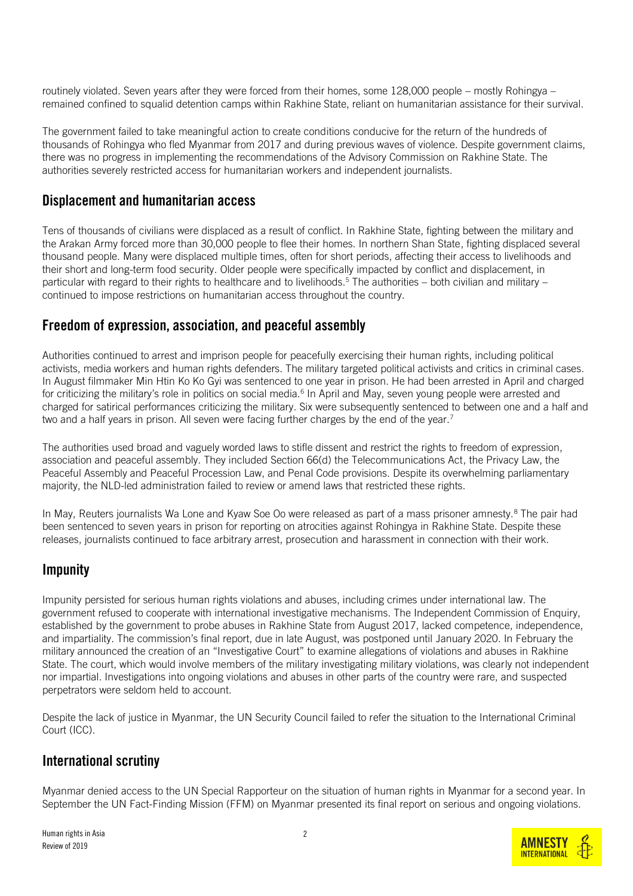routinely violated. Seven years after they were forced from their homes, some 128,000 people – mostly Rohingya – remained confined to squalid detention camps within Rakhine State, reliant on humanitarian assistance for their survival.

The government failed to take meaningful action to create conditions conducive for the return of the hundreds of thousands of Rohingya who fled Myanmar from 2017 and during previous waves of violence. Despite government claims, there was no progress in implementing the recommendations of the Advisory Commission on Rakhine State. The authorities severely restricted access for humanitarian workers and independent journalists.

## Displacement and humanitarian access

Tens of thousands of civilians were displaced as a result of conflict. In Rakhine State, fighting between the military and the Arakan Army forced more than 30,000 people to flee their homes. In northern Shan State, fighting displaced several thousand people. Many were displaced multiple times, often for short periods, affecting their access to livelihoods and their short and long-term food security. Older people were specifically impacted by conflict and displacement, in particular with regard to their rights to healthcare and to livelihoods.[5] The authorities – both civilian and military – continued to impose restrictions on humanitarian access throughout the country.

## Freedom of expression, association, and peaceful assembly

Authorities continued to arrest and imprison people for peacefully exercising their human rights, including political activists, media workers and human rights defenders. The military targeted political activists and critics in criminal cases. In August filmmaker Min Htin Ko Ko Gyi was sentenced to one year in prison. He had been arrested in April and charged for criticizing the military's role in politics on social media.[6] In April and May, seven young people were arrested and charged for satirical performances criticizing the military. Six were subsequently sentenced to between one and a half and two and a half years in prison. All seven were facing further charges by the end of the year.[7]

The authorities used broad and vaguely worded laws to stifle dissent and restrict the rights to freedom of expression, association and peaceful assembly. They included Section 66(d) the Telecommunications Act, the Privacy Law, the Peaceful Assembly and Peaceful Procession Law, and Penal Code provisions. Despite its overwhelming parliamentary majority, the NLD-led administration failed to review or amend laws that restricted these rights.

In May, Reuters journalists Wa Lone and Kyaw Soe Oo were released as part of a mass prisoner amnesty.[8] The pair had been sentenced to seven years in prison for reporting on atrocities against Rohingya in Rakhine State. Despite these releases, journalists continued to face arbitrary arrest, prosecution and harassment in connection with their work.

## Impunity

Impunity persisted for serious human rights violations and abuses, including crimes under international law. The government refused to cooperate with international investigative mechanisms. The Independent Commission of Enquiry, established by the government to probe abuses in Rakhine State from August 2017, lacked competence, independence, and impartiality. The commission's final report, due in late August, was postponed until January 2020. In February the military announced the creation of an "Investigative Court" to examine allegations of violations and abuses in Rakhine State. The court, which would involve members of the military investigating military violations, was clearly not independent nor impartial. Investigations into ongoing violations and abuses in other parts of the country were rare, and suspected perpetrators were seldom held to account.

Despite the lack of justice in Myanmar, the UN Security Council failed to refer the situation to the International Criminal Court (ICC).

## International scrutiny

Myanmar denied access to the UN Special Rapporteur on the situation of human rights in Myanmar for a second year. In September the UN Fact-Finding Mission (FFM) on Myanmar presented its final report on serious and ongoing violations.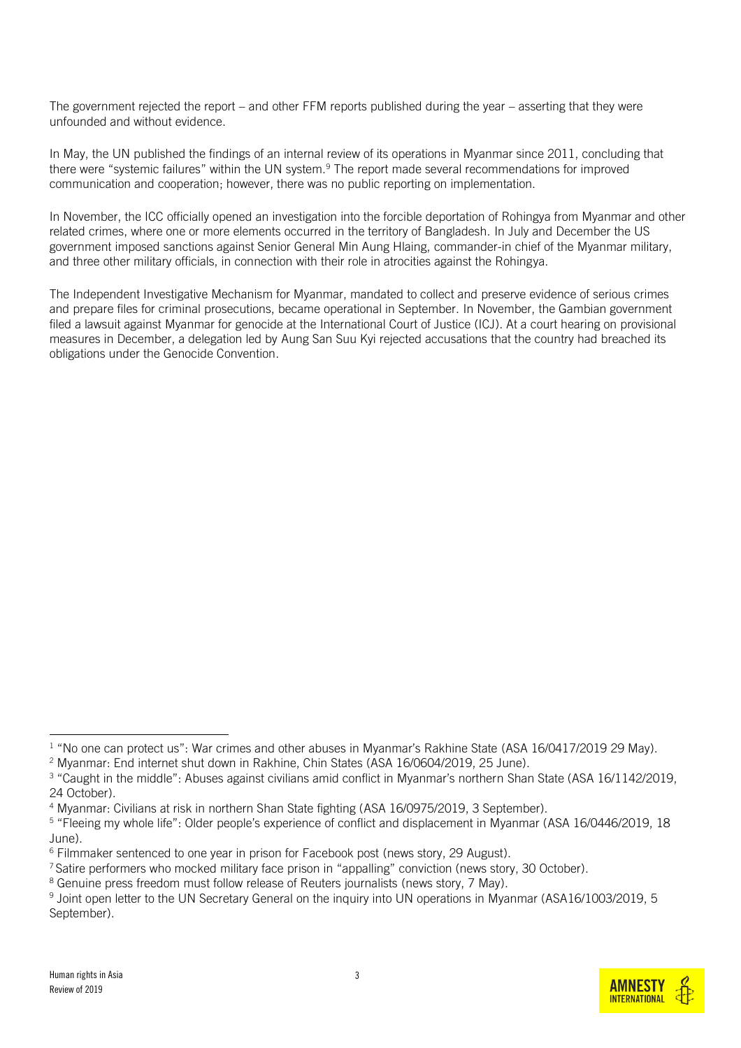The government rejected the report – and other FFM reports published during the year – asserting that they were unfounded and without evidence.

In May, the UN published the findings of an internal review of its operations in Myanmar since 2011, concluding that there were "systemic failures" within the UN system.[9] The report made several recommendations for improved communication and cooperation; however, there was no public reporting on implementation.

In November, the ICC officially opened an investigation into the forcible deportation of Rohingya from Myanmar and other related crimes, where one or more elements occurred in the territory of Bangladesh. In July and December the US government imposed sanctions against Senior General Min Aung Hlaing, commander-in chief of the Myanmar military, and three other military officials, in connection with their role in atrocities against the Rohingya.

The Independent Investigative Mechanism for Myanmar, mandated to collect and preserve evidence of serious crimes and prepare files for criminal prosecutions, became operational in September. In November, the Gambian government filed a lawsuit against Myanmar for genocide at the International Court of Justice (ICJ). At a court hearing on provisional measures in December, a delegation led by Aung San Suu Kyi rejected accusations that the country had breached its obligations under the Genocide Convention.

---

[1] "No one can protect us": War crimes and other abuses in Myanmar's Rakhine State (ASA 16/0417/2019 29 May).

[2] Myanmar: End internet shut down in Rakhine, Chin States (ASA 16/0604/2019, 25 June).

[3] "Caught in the middle": Abuses against civilians amid conflict in Myanmar's northern Shan State (ASA 16/1142/2019, 24 October).

[4] Myanmar: Civilians at risk in northern Shan State fighting (ASA 16/0975/2019, 3 September).

[5] "Fleeing my whole life": Older people's experience of conflict and displacement in Myanmar (ASA 16/0446/2019, 18 June).

[6] Filmmaker sentenced to one year in prison for Facebook post (news story, 29 August).

[7] Satire performers who mocked military face prison in "appalling" conviction (news story, 30 October).

[8] Genuine press freedom must follow release of Reuters journalists (news story, 7 May).

[9] Joint open letter to the UN Secretary General on the inquiry into UN operations in Myanmar (ASA16/1003/2019, 5 September).